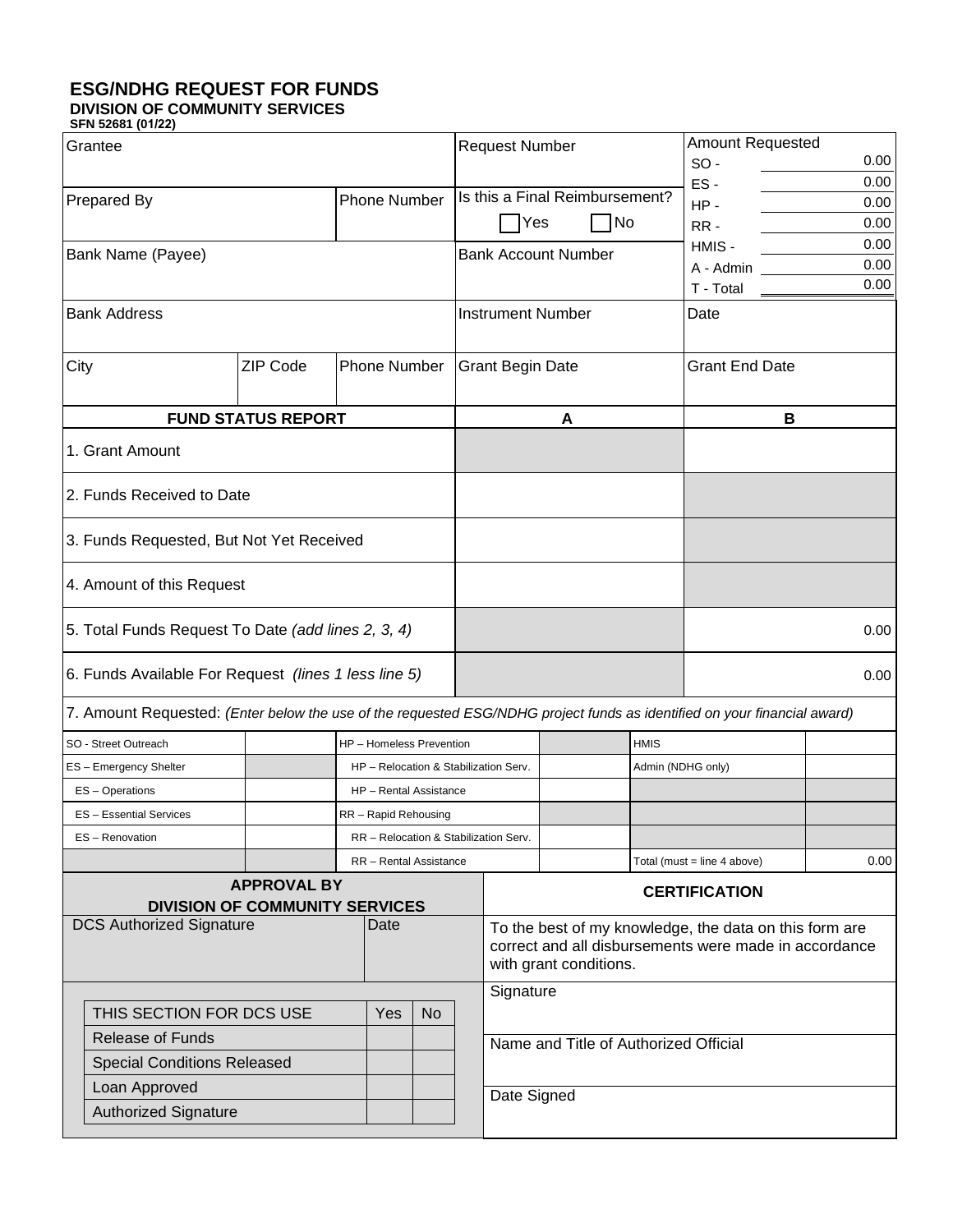# ESG/NDHG REQUEST FOR FUNDS

**DIVISION OF COMMUNITY SERVICES**

**SFN 52681 (01/22)**

| Grantee | | | Request Number | Amount Requested |
|---|---|---|---|---|
| Prepared By | | Phone Number | Is this a Final Reimbursement? ☐ Yes ☐ No | SO - 0.00<br>ES - 0.00<br>HP - 0.00<br>RR - 0.00<br>HMIS - 0.00<br>A - Admin 0.00<br>T - Total 0.00 |
| Bank Name (Payee) | | | Bank Account Number | |
| Bank Address | | | Instrument Number | Date |
| City | ZIP Code | Phone Number | Grant Begin Date | Grant End Date |

| FUND STATUS REPORT | A | B |
|---|---|---|
| 1. Grant Amount | | |
| 2. Funds Received to Date | | |
| 3. Funds Requested, But Not Yet Received | | |
| 4. Amount of this Request | | |
| 5. Total Funds Request To Date *(add lines 2, 3, 4)* | | 0.00 |
| 6. Funds Available For Request *(lines 1 less line 5)* | | 0.00 |

7. Amount Requested: *(Enter below the use of the requested ESG/NDHG project funds as identified on your financial award)*

| | | | | | |
|---|---|---|---|---|---|
| SO - Street Outreach | | HP – Homeless Prevention | | HMIS | |
| ES – Emergency Shelter | | HP – Relocation & Stabilization Serv. | | Admin (NDHG only) | |
| ES – Operations | | HP – Rental Assistance | | | |
| ES – Essential Services | | RR – Rapid Rehousing | | | |
| ES – Renovation | | RR – Relocation & Stabilization Serv. | | | |
| | | RR – Rental Assistance | | Total (must = line 4 above) | 0.00 |

## APPROVAL BY DIVISION OF COMMUNITY SERVICES

| DCS Authorized Signature | Date |
|---|---|
| | |

| THIS SECTION FOR DCS USE | Yes | No |
|---|---|---|
| Release of Funds | | |
| Special Conditions Released | | |
| Loan Approved | | |
| Authorized Signature | | |

## CERTIFICATION

To the best of my knowledge, the data on this form are correct and all disbursements were made in accordance with grant conditions.

Signature

Name and Title of Authorized Official

Date Signed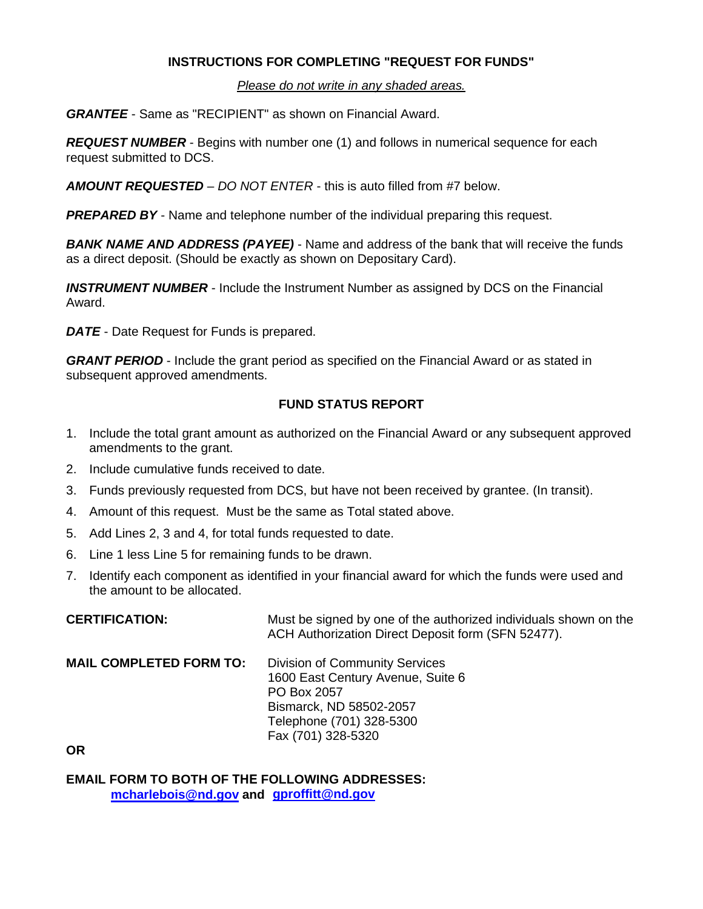## INSTRUCTIONS FOR COMPLETING "REQUEST FOR FUNDS"

*Please do not write in any shaded areas.*

***GRANTEE*** - Same as "RECIPIENT" as shown on Financial Award.

***REQUEST NUMBER*** - Begins with number one (1) and follows in numerical sequence for each request submitted to DCS.

***AMOUNT REQUESTED*** – *DO NOT ENTER* - this is auto filled from #7 below.

***PREPARED BY*** - Name and telephone number of the individual preparing this request.

***BANK NAME AND ADDRESS (PAYEE)*** - Name and address of the bank that will receive the funds as a direct deposit. (Should be exactly as shown on Depositary Card).

***INSTRUMENT NUMBER*** - Include the Instrument Number as assigned by DCS on the Financial Award.

***DATE*** - Date Request for Funds is prepared.

***GRANT PERIOD*** - Include the grant period as specified on the Financial Award or as stated in subsequent approved amendments.

### FUND STATUS REPORT

1. Include the total grant amount as authorized on the Financial Award or any subsequent approved amendments to the grant.
2. Include cumulative funds received to date.
3. Funds previously requested from DCS, but have not been received by grantee. (In transit).
4. Amount of this request. Must be the same as Total stated above.
5. Add Lines 2, 3 and 4, for total funds requested to date.
6. Line 1 less Line 5 for remaining funds to be drawn.
7. Identify each component as identified in your financial award for which the funds were used and the amount to be allocated.

**CERTIFICATION:** Must be signed by one of the authorized individuals shown on the ACH Authorization Direct Deposit form (SFN 52477).

**MAIL COMPLETED FORM TO:**
Division of Community Services
1600 East Century Avenue, Suite 6
PO Box 2057
Bismarck, ND 58502-2057
Telephone (701) 328-5300
Fax (701) 328-5320

**OR**

**EMAIL FORM TO BOTH OF THE FOLLOWING ADDRESSES:**
**mcharlebois@nd.gov and gproffitt@nd.gov**